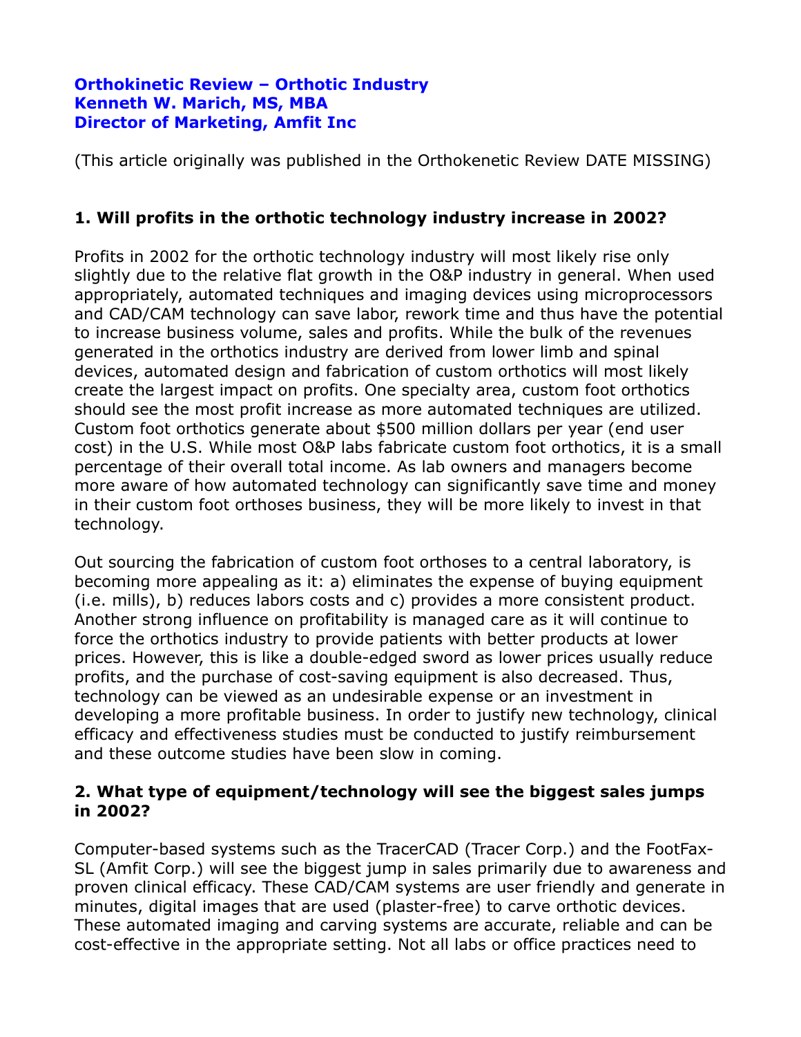**Orthokinetic Review – Orthotic Industry**
**Kenneth W. Marich, MS, MBA**
**Director of Marketing, Amfit Inc**

(This article originally was published in the Orthokenetic Review DATE MISSING)

### 1. Will profits in the orthotic technology industry increase in 2002?

Profits in 2002 for the orthotic technology industry will most likely rise only slightly due to the relative flat growth in the O&P industry in general. When used appropriately, automated techniques and imaging devices using microprocessors and CAD/CAM technology can save labor, rework time and thus have the potential to increase business volume, sales and profits. While the bulk of the revenues generated in the orthotics industry are derived from lower limb and spinal devices, automated design and fabrication of custom orthotics will most likely create the largest impact on profits. One specialty area, custom foot orthotics should see the most profit increase as more automated techniques are utilized. Custom foot orthotics generate about $500 million dollars per year (end user cost) in the U.S. While most O&P labs fabricate custom foot orthotics, it is a small percentage of their overall total income. As lab owners and managers become more aware of how automated technology can significantly save time and money in their custom foot orthoses business, they will be more likely to invest in that technology.

Out sourcing the fabrication of custom foot orthoses to a central laboratory, is becoming more appealing as it: a) eliminates the expense of buying equipment (i.e. mills), b) reduces labors costs and c) provides a more consistent product. Another strong influence on profitability is managed care as it will continue to force the orthotics industry to provide patients with better products at lower prices. However, this is like a double-edged sword as lower prices usually reduce profits, and the purchase of cost-saving equipment is also decreased. Thus, technology can be viewed as an undesirable expense or an investment in developing a more profitable business. In order to justify new technology, clinical efficacy and effectiveness studies must be conducted to justify reimbursement and these outcome studies have been slow in coming.

### 2. What type of equipment/technology will see the biggest sales jumps in 2002?

Computer-based systems such as the TracerCAD (Tracer Corp.) and the FootFax-SL (Amfit Corp.) will see the biggest jump in sales primarily due to awareness and proven clinical efficacy. These CAD/CAM systems are user friendly and generate in minutes, digital images that are used (plaster-free) to carve orthotic devices. These automated imaging and carving systems are accurate, reliable and can be cost-effective in the appropriate setting. Not all labs or office practices need to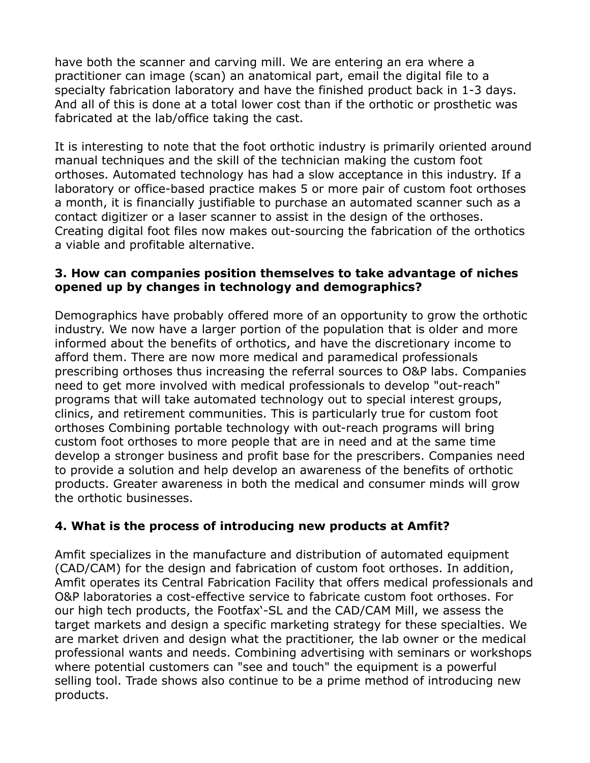have both the scanner and carving mill. We are entering an era where a practitioner can image (scan) an anatomical part, email the digital file to a specialty fabrication laboratory and have the finished product back in 1-3 days. And all of this is done at a total lower cost than if the orthotic or prosthetic was fabricated at the lab/office taking the cast.

It is interesting to note that the foot orthotic industry is primarily oriented around manual techniques and the skill of the technician making the custom foot orthoses. Automated technology has had a slow acceptance in this industry. If a laboratory or office-based practice makes 5 or more pair of custom foot orthoses a month, it is financially justifiable to purchase an automated scanner such as a contact digitizer or a laser scanner to assist in the design of the orthoses. Creating digital foot files now makes out-sourcing the fabrication of the orthotics a viable and profitable alternative.

**3. How can companies position themselves to take advantage of niches opened up by changes in technology and demographics?**

Demographics have probably offered more of an opportunity to grow the orthotic industry. We now have a larger portion of the population that is older and more informed about the benefits of orthotics, and have the discretionary income to afford them. There are now more medical and paramedical professionals prescribing orthoses thus increasing the referral sources to O&P labs. Companies need to get more involved with medical professionals to develop "out-reach" programs that will take automated technology out to special interest groups, clinics, and retirement communities. This is particularly true for custom foot orthoses Combining portable technology with out-reach programs will bring custom foot orthoses to more people that are in need and at the same time develop a stronger business and profit base for the prescribers. Companies need to provide a solution and help develop an awareness of the benefits of orthotic products. Greater awareness in both the medical and consumer minds will grow the orthotic businesses.

**4. What is the process of introducing new products at Amfit?**

Amfit specializes in the manufacture and distribution of automated equipment (CAD/CAM) for the design and fabrication of custom foot orthoses. In addition, Amfit operates its Central Fabrication Facility that offers medical professionals and O&P laboratories a cost-effective service to fabricate custom foot orthoses. For our high tech products, the Footfax'-SL and the CAD/CAM Mill, we assess the target markets and design a specific marketing strategy for these specialties. We are market driven and design what the practitioner, the lab owner or the medical professional wants and needs. Combining advertising with seminars or workshops where potential customers can "see and touch" the equipment is a powerful selling tool. Trade shows also continue to be a prime method of introducing new products.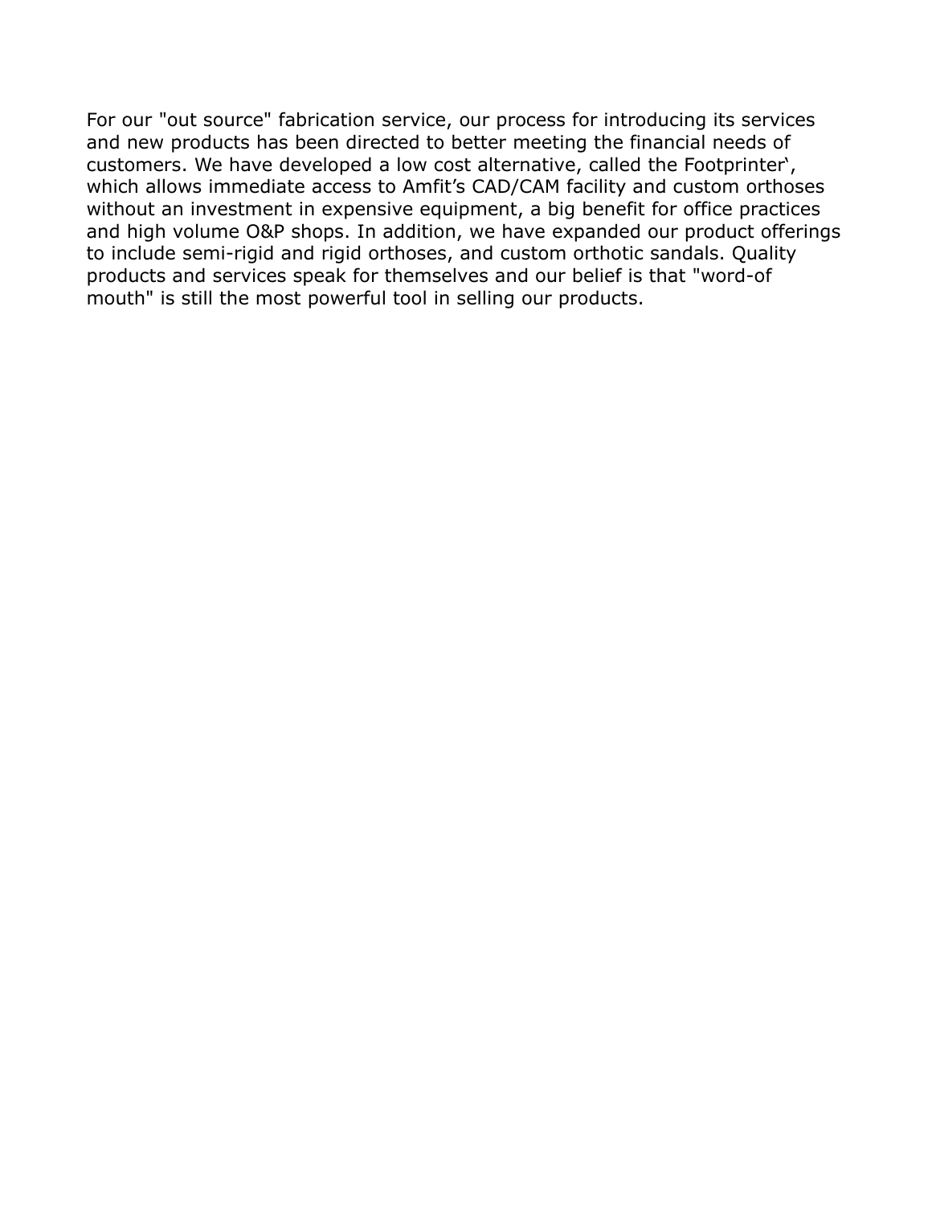For our "out source" fabrication service, our process for introducing its services and new products has been directed to better meeting the financial needs of customers. We have developed a low cost alternative, called the Footprinter�Version, which allows immediate access to Amfit's CAD/CAM facility and custom orthoses without an investment in expensive equipment, a big benefit for office practices and high volume O&P shops. In addition, we have expanded our product offerings to include semi-rigid and rigid orthoses, and custom orthotic sandals. Quality products and services speak for themselves and our belief is that "word-of mouth" is still the most powerful tool in selling our products.

For our "out source" fabrication service, our process for introducing its services and new products has been directed to better meeting the financial needs of customers. We have developed a low cost alternative, called the Footprinter‘, which allows immediate access to Amfit's CAD/CAM facility and custom orthoses without an investment in expensive equipment, a big benefit for office practices and high volume O&P shops. In addition, we have expanded our product offerings to include semi-rigid and rigid orthoses, and custom orthotic sandals. Quality products and services speak for themselves and our belief is that "word-of mouth" is still the most powerful tool in selling our products.